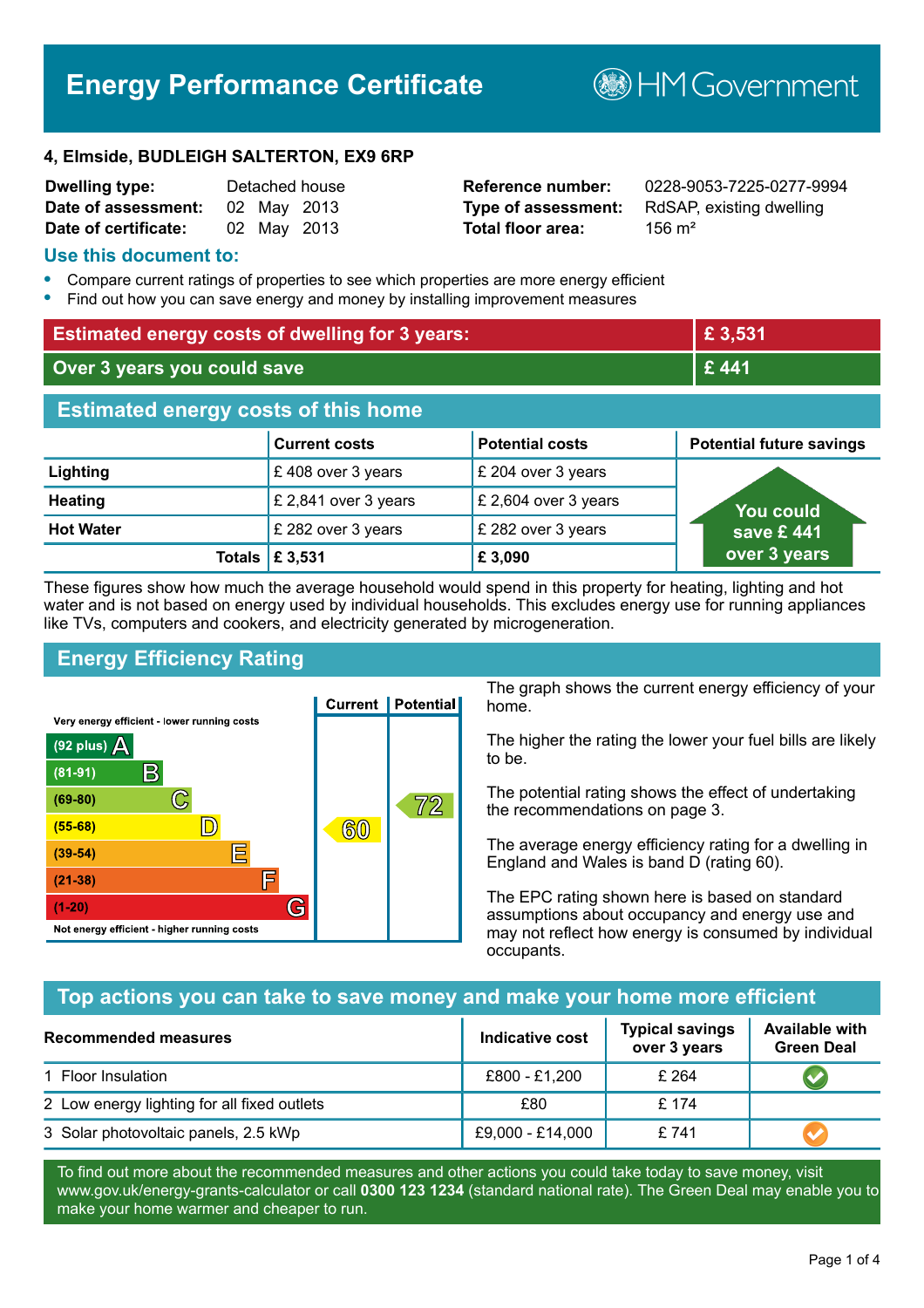# Energy Performance Certificate

HM Government

**4, Elmside, BUDLEIGH SALTERTON, EX9 6RP**

| | | | |
|---|---|---|---|
| **Dwelling type:** | Detached house | **Reference number:** | 0228-9053-7225-0277-9994 |
| **Date of assessment:** | 02 May 2013 | **Type of assessment:** | RdSAP, existing dwelling |
| **Date of certificate:** | 02 May 2013 | **Total floor area:** | 156 m² |

## Use this document to:

- Compare current ratings of properties to see which properties are more energy efficient
- Find out how you can save energy and money by installing improvement measures

| | |
|---|---|
| **Estimated energy costs of dwelling for 3 years:** | **£ 3,531** |
| **Over 3 years you could save** | **£ 441** |

## Estimated energy costs of this home

| | Current costs | Potential costs | Potential future savings |
|---|---|---|---|
| **Lighting** | £ 408 over 3 years | £ 204 over 3 years | You could save £ 441 over 3 years |
| **Heating** | £ 2,841 over 3 years | £ 2,604 over 3 years | |
| **Hot Water** | £ 282 over 3 years | £ 282 over 3 years | |
| **Totals** | **£ 3,531** | **£ 3,090** | |

These figures show how much the average household would spend in this property for heating, lighting and hot water and is not based on energy used by individual households. This excludes energy use for running appliances like TVs, computers and cookers, and electricity generated by microgeneration.

## Energy Efficiency Rating

| Rating band | Current | Potential |
|---|---|---|
| Very energy efficient - lower running costs | | |
| (92 plus) A | | |
| (81-91) B | | |
| (69-80) C | | 72 |
| (55-68) D | 60 | |
| (39-54) E | | |
| (21-38) F | | |
| (1-20) G | | |
| Not energy efficient - higher running costs | | |

The graph shows the current energy efficiency of your home.

The higher the rating the lower your fuel bills are likely to be.

The potential rating shows the effect of undertaking the recommendations on page 3.

The average energy efficiency rating for a dwelling in England and Wales is band D (rating 60).

The EPC rating shown here is based on standard assumptions about occupancy and energy use and may not reflect how energy is consumed by individual occupants.

## Top actions you can take to save money and make your home more efficient

| Recommended measures | Indicative cost | Typical savings over 3 years | Available with Green Deal |
|---|---|---|---|
| 1 Floor Insulation | £800 - £1,200 | £ 264 | ✔ |
| 2 Low energy lighting for all fixed outlets | £80 | £ 174 | |
| 3 Solar photovoltaic panels, 2.5 kWp | £9,000 - £14,000 | £ 741 | ✔ |

To find out more about the recommended measures and other actions you could take today to save money, visit www.gov.uk/energy-grants-calculator or call **0300 123 1234** (standard national rate). The Green Deal may enable you to make your home warmer and cheaper to run.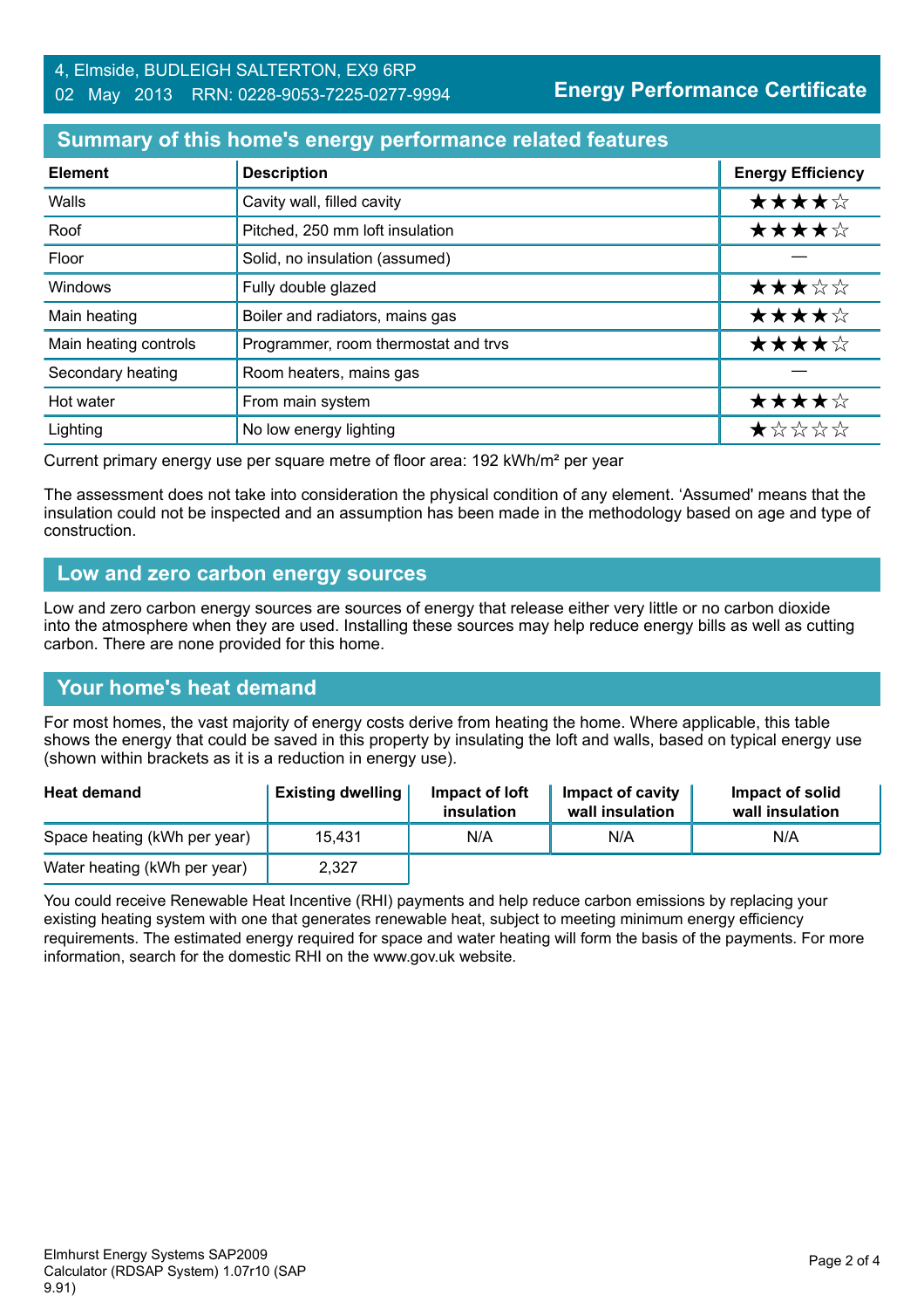4, Elmside, BUDLEIGH SALTERTON, EX9 6RP
02 May 2013 RRN: 0228-9053-7225-0277-9994

**Energy Performance Certificate**

## Summary of this home's energy performance related features

| Element | Description | Energy Efficiency |
|---|---|---|
| Walls | Cavity wall, filled cavity | ★★★★☆ |
| Roof | Pitched, 250 mm loft insulation | ★★★★☆ |
| Floor | Solid, no insulation (assumed) | — |
| Windows | Fully double glazed | ★★★☆☆ |
| Main heating | Boiler and radiators, mains gas | ★★★★☆ |
| Main heating controls | Programmer, room thermostat and trvs | ★★★★☆ |
| Secondary heating | Room heaters, mains gas | — |
| Hot water | From main system | ★★★★☆ |
| Lighting | No low energy lighting | ★☆☆☆☆ |

Current primary energy use per square metre of floor area: 192 kWh/m² per year

The assessment does not take into consideration the physical condition of any element. 'Assumed' means that the insulation could not be inspected and an assumption has been made in the methodology based on age and type of construction.

## Low and zero carbon energy sources

Low and zero carbon energy sources are sources of energy that release either very little or no carbon dioxide into the atmosphere when they are used. Installing these sources may help reduce energy bills as well as cutting carbon. There are none provided for this home.

## Your home's heat demand

For most homes, the vast majority of energy costs derive from heating the home. Where applicable, this table shows the energy that could be saved in this property by insulating the loft and walls, based on typical energy use (shown within brackets as it is a reduction in energy use).

| Heat demand | Existing dwelling | Impact of loft insulation | Impact of cavity wall insulation | Impact of solid wall insulation |
|---|---|---|---|---|
| Space heating (kWh per year) | 15,431 | N/A | N/A | N/A |
| Water heating (kWh per year) | 2,327 | | | |

You could receive Renewable Heat Incentive (RHI) payments and help reduce carbon emissions by replacing your existing heating system with one that generates renewable heat, subject to meeting minimum energy efficiency requirements. The estimated energy required for space and water heating will form the basis of the payments. For more information, search for the domestic RHI on the www.gov.uk website.

Elmhurst Energy Systems SAP2009 Calculator (RDSAP System) 1.07r10 (SAP 9.91)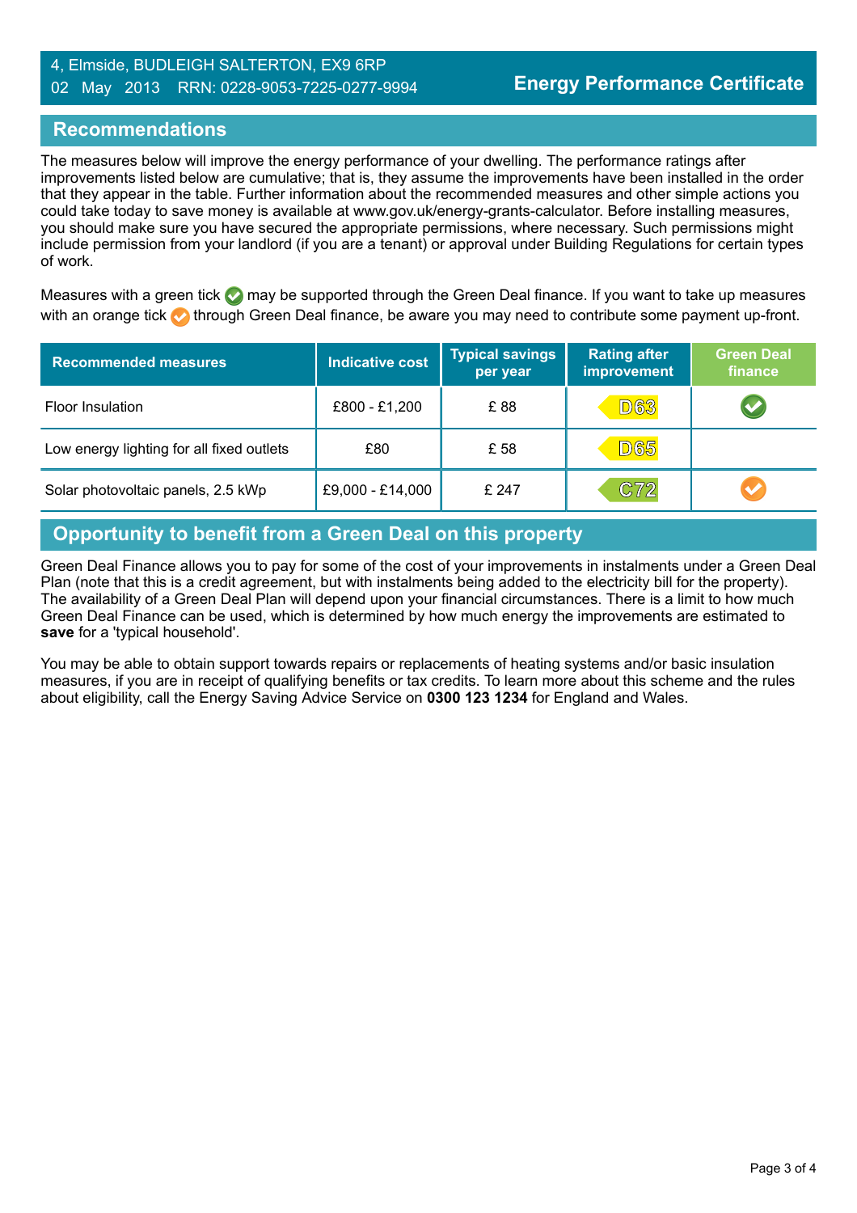4, Elmside, BUDLEIGH SALTERTON, EX9 6RP
02 May 2013 RRN: 0228-9053-7225-0277-9994

**Energy Performance Certificate**

## Recommendations

The measures below will improve the energy performance of your dwelling. The performance ratings after improvements listed below are cumulative; that is, they assume the improvements have been installed in the order that they appear in the table. Further information about the recommended measures and other simple actions you could take today to save money is available at www.gov.uk/energy-grants-calculator. Before installing measures, you should make sure you have secured the appropriate permissions, where necessary. Such permissions might include permission from your landlord (if you are a tenant) or approval under Building Regulations for certain types of work.

Measures with a green tick ✅ may be supported through the Green Deal finance. If you want to take up measures with an orange tick ✅ through Green Deal finance, be aware you may need to contribute some payment up-front.

| Recommended measures | Indicative cost | Typical savings per year | Rating after improvement | Green Deal finance |
|---|---|---|---|---|
| Floor Insulation | £800 - £1,200 | £ 88 | D63 | ✅ (green) |
| Low energy lighting for all fixed outlets | £80 | £ 58 | D65 | |
| Solar photovoltaic panels, 2.5 kWp | £9,000 - £14,000 | £ 247 | C72 | ✅ (orange) |

## Opportunity to benefit from a Green Deal on this property

Green Deal Finance allows you to pay for some of the cost of your improvements in instalments under a Green Deal Plan (note that this is a credit agreement, but with instalments being added to the electricity bill for the property). The availability of a Green Deal Plan will depend upon your financial circumstances. There is a limit to how much Green Deal Finance can be used, which is determined by how much energy the improvements are estimated to **save** for a 'typical household'.

You may be able to obtain support towards repairs or replacements of heating systems and/or basic insulation measures, if you are in receipt of qualifying benefits or tax credits. To learn more about this scheme and the rules about eligibility, call the Energy Saving Advice Service on **0300 123 1234** for England and Wales.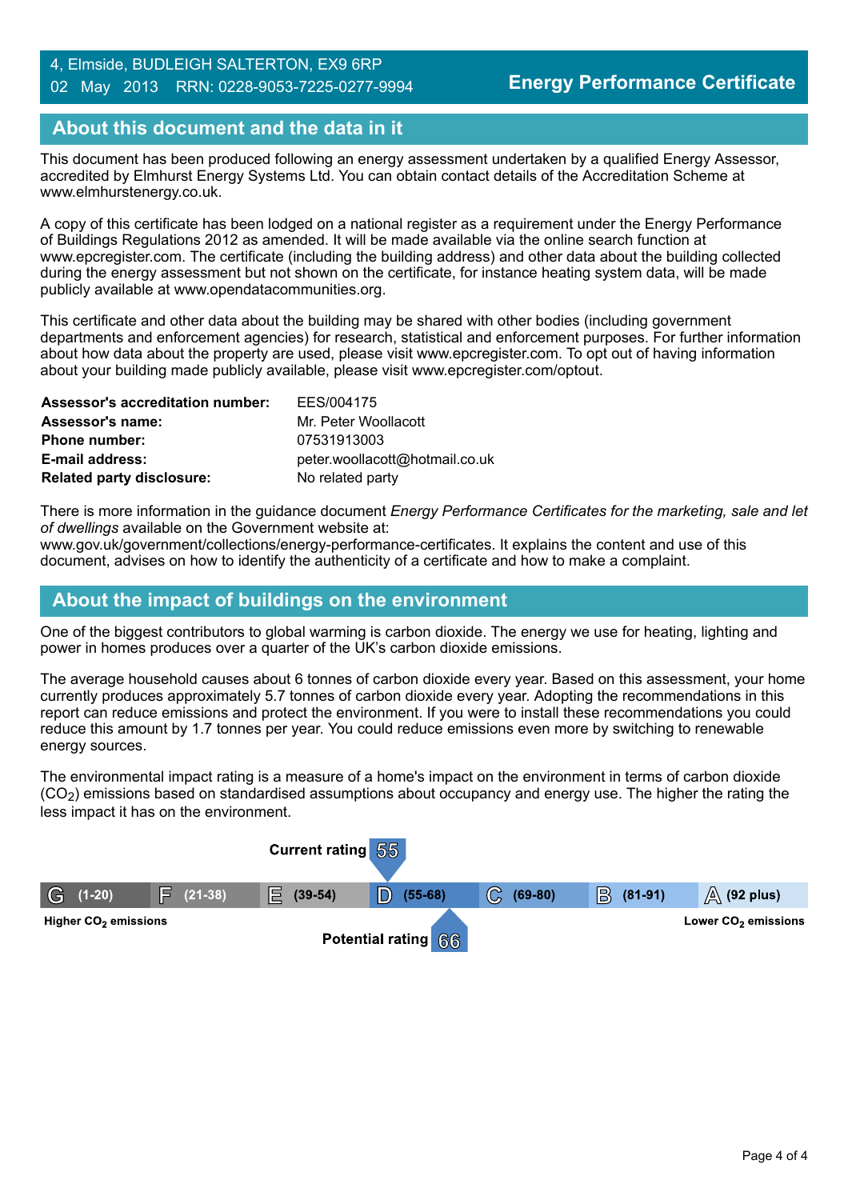4, Elmside, BUDLEIGH SALTERTON, EX9 6RP
02 May 2013 RRN: 0228-9053-7225-0277-9994

**Energy Performance Certificate**

## About this document and the data in it

This document has been produced following an energy assessment undertaken by a qualified Energy Assessor, accredited by Elmhurst Energy Systems Ltd. You can obtain contact details of the Accreditation Scheme at www.elmhurstenergy.co.uk.

A copy of this certificate has been lodged on a national register as a requirement under the Energy Performance of Buildings Regulations 2012 as amended. It will be made available via the online search function at www.epcregister.com. The certificate (including the building address) and other data about the building collected during the energy assessment but not shown on the certificate, for instance heating system data, will be made publicly available at www.opendatacommunities.org.

This certificate and other data about the building may be shared with other bodies (including government departments and enforcement agencies) for research, statistical and enforcement purposes. For further information about how data about the property are used, please visit www.epcregister.com. To opt out of having information about your building made publicly available, please visit www.epcregister.com/optout.

| | |
|---|---|
| **Assessor's accreditation number:** | EES/004175 |
| **Assessor's name:** | Mr. Peter Woollacott |
| **Phone number:** | 07531913003 |
| **E-mail address:** | peter.woollacott@hotmail.co.uk |
| **Related party disclosure:** | No related party |

There is more information in the guidance document *Energy Performance Certificates for the marketing, sale and let of dwellings* available on the Government website at: www.gov.uk/government/collections/energy-performance-certificates. It explains the content and use of this document, advises on how to identify the authenticity of a certificate and how to make a complaint.

## About the impact of buildings on the environment

One of the biggest contributors to global warming is carbon dioxide. The energy we use for heating, lighting and power in homes produces over a quarter of the UK's carbon dioxide emissions.

The average household causes about 6 tonnes of carbon dioxide every year. Based on this assessment, your home currently produces approximately 5.7 tonnes of carbon dioxide every year. Adopting the recommendations in this report can reduce emissions and protect the environment. If you were to install these recommendations you could reduce this amount by 1.7 tonnes per year. You could reduce emissions even more by switching to renewable energy sources.

The environmental impact rating is a measure of a home's impact on the environment in terms of carbon dioxide ($CO_2$) emissions based on standardised assumptions about occupancy and energy use. The higher the rating the less impact it has on the environment.

Current rating 55

G (1-20) F (21-38) E (39-54) D (55-68) C (69-80) B (81-91) A (92 plus)

Higher $CO_2$ emissions

Lower $CO_2$ emissions

Potential rating 66